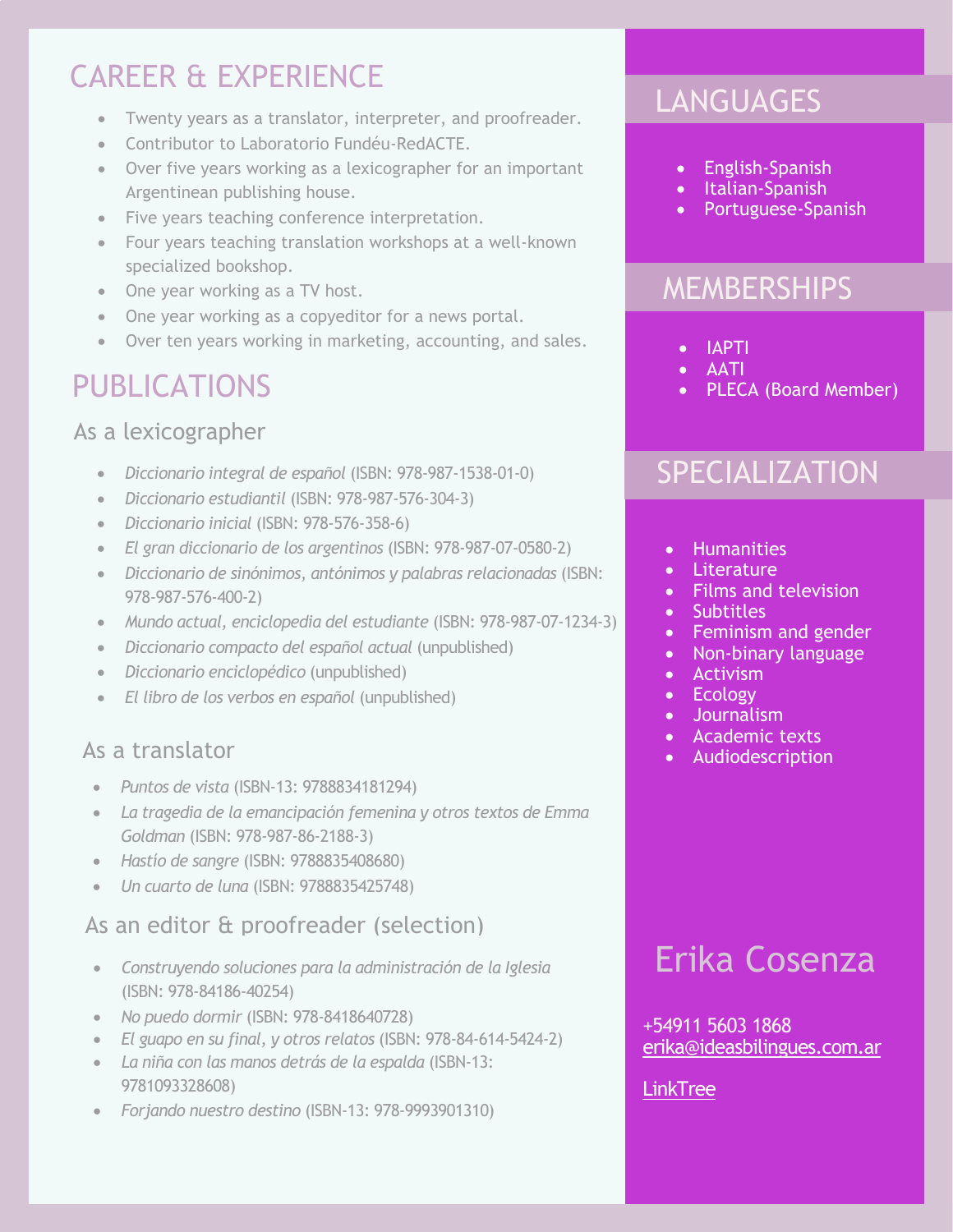# Erika Cosenza

+54911 5603 1868
erika@ideasbilingues.com.ar

LinkTree

## CAREER & EXPERIENCE

- Twenty years as a translator, interpreter, and proofreader.
- Contributor to Laboratorio Fundéu-RedACTE.
- Over five years working as a lexicographer for an important Argentinean publishing house.
- Five years teaching conference interpretation.
- Four years teaching translation workshops at a well-known specialized bookshop.
- One year working as a TV host.
- One year working as a copyeditor for a news portal.
- Over ten years working in marketing, accounting, and sales.

## PUBLICATIONS

### As a lexicographer

- *Diccionario integral de español* (ISBN: 978-987-1538-01-0)
- *Diccionario estudiantil* (ISBN: 978-987-576-304-3)
- *Diccionario inicial* (ISBN: 978-576-358-6)
- *El gran diccionario de los argentinos* (ISBN: 978-987-07-0580-2)
- *Diccionario de sinónimos, antónimos y palabras relacionadas* (ISBN: 978-987-576-400-2)
- *Mundo actual, enciclopedia del estudiante* (ISBN: 978-987-07-1234-3)
- *Diccionario compacto del español actual* (unpublished)
- *Diccionario enciclopédico* (unpublished)
- *El libro de los verbos en español* (unpublished)

### As a translator

- *Puntos de vista* (ISBN-13: 9788834181294)
- *La tragedia de la emancipación femenina y otros textos de Emma Goldman* (ISBN: 978-987-86-2188-3)
- *Hastío de sangre* (ISBN: 9788835408680)
- *Un cuarto de luna* (ISBN: 9788835425748)

### As an editor & proofreader (selection)

- *Construyendo soluciones para la administración de la Iglesia* (ISBN: 978-84186-40254)
- *No puedo dormir* (ISBN: 978-8418640728)
- *El guapo en su final, y otros relatos* (ISBN: 978-84-614-5424-2)
- *La niña con las manos detrás de la espalda* (ISBN-13: 9781093328608)
- *Forjando nuestro destino* (ISBN-13: 978-9993901310)

## LANGUAGES

- English-Spanish
- Italian-Spanish
- Portuguese-Spanish

## MEMBERSHIPS

- IAPTI
- AATI
- PLECA (Board Member)

## SPECIALIZATION

- Humanities
- Literature
- Films and television
- Subtitles
- Feminism and gender
- Non-binary language
- Activism
- Ecology
- Journalism
- Academic texts
- Audiodescription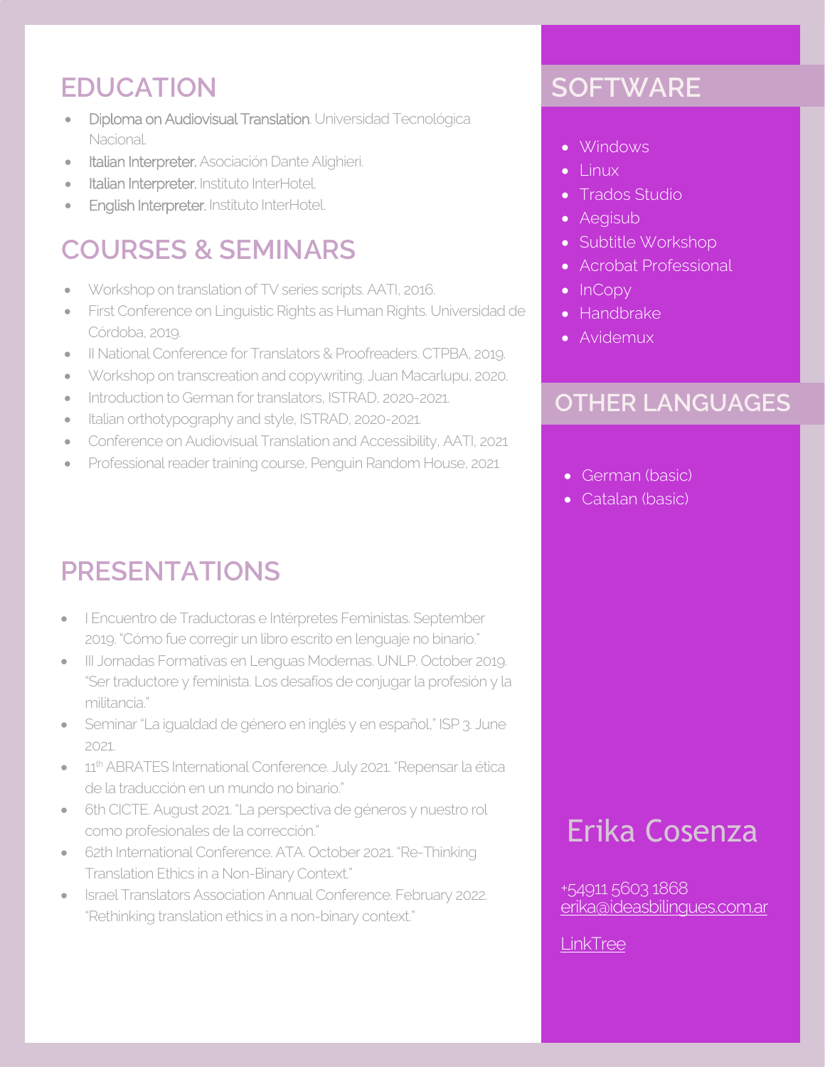## EDUCATION

- **Diploma on Audiovisual Translation**. Universidad Tecnológica Nacional.
- **Italian Interpreter.** Asociación Dante Alighieri.
- **Italian Interpreter.** Instituto InterHotel.
- **English Interpreter.** Instituto InterHotel.

## COURSES & SEMINARS

- Workshop on translation of TV series scripts. AATI, 2016.
- First Conference on Linguistic Rights as Human Rights. Universidad de Córdoba, 2019.
- II National Conference for Translators & Proofreaders. CTPBA, 2019.
- Workshop on transcreation and copywriting. Juan Macarlupu, 2020.
- Introduction to German for translators, ISTRAD, 2020-2021.
- Italian orthotypography and style, ISTRAD, 2020-2021.
- Conference on Audiovisual Translation and Accessibility, AATI, 2021
- Professional reader training course, Penguin Random House, 2021

## PRESENTATIONS

- I Encuentro de Traductoras e Intérpretes Feministas. September 2019. "Cómo fue corregir un libro escrito en lenguaje no binario."
- III Jornadas Formativas en Lenguas Modernas. UNLP. October 2019. "Ser traductore y feminista. Los desafíos de conjugar la profesión y la militancia."
- Seminar "La igualdad de género en inglés y en español," ISP 3. June 2021.
- 11th ABRATES International Conference. July 2021. "Repensar la ética de la traducción en un mundo no binario."
- 6th CICTE. August 2021. "La perspectiva de géneros y nuestro rol como profesionales de la corrección."
- 62th International Conference. ATA. October 2021. "Re-Thinking Translation Ethics in a Non-Binary Context."
- Israel Translators Association Annual Conference. February 2022. "Rethinking translation ethics in a non-binary context."

## SOFTWARE

- Windows
- Linux
- Trados Studio
- Aegisub
- Subtitle Workshop
- Acrobat Professional
- InCopy
- Handbrake
- Avidemux

## OTHER LANGUAGES

- German (basic)
- Catalan (basic)

# Erika Cosenza

+54911 5603 1868
erika@ideasbilingues.com.ar

LinkTree